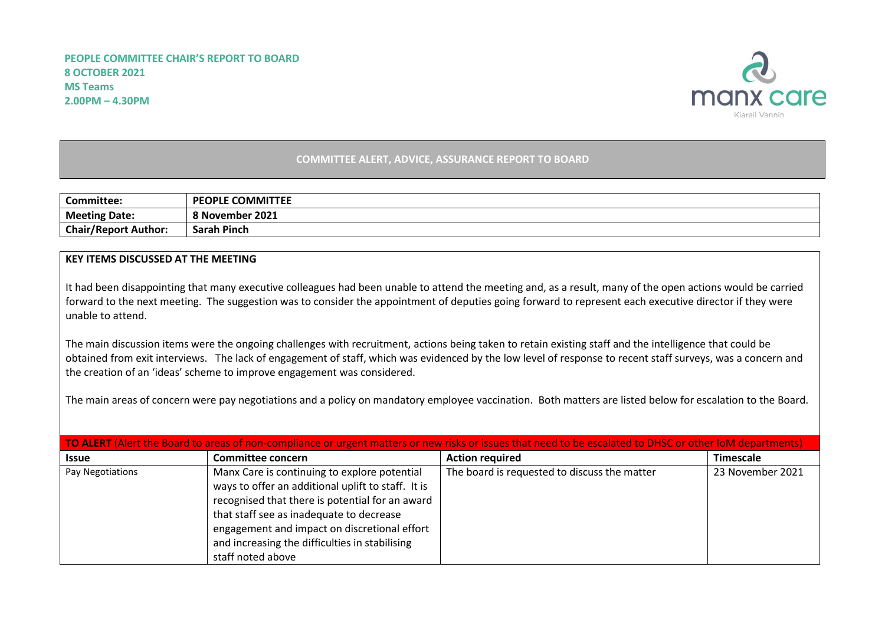**PEOPLE COMMITTEE CHAIR'S REPORT TO BOARD**
**8 OCTOBER 2021**
**MS Teams**
**2.00PM – 4.30PM**

manx care
Kiarail Vannin

## COMMITTEE ALERT, ADVICE, ASSURANCE REPORT TO BOARD

| **Committee:** | **PEOPLE COMMITTEE** |
|---|---|
| **Meeting Date:** | **8 November 2021** |
| **Chair/Report Author:** | **Sarah Pinch** |

**KEY ITEMS DISCUSSED AT THE MEETING**

It had been disappointing that many executive colleagues had been unable to attend the meeting and, as a result, many of the open actions would be carried forward to the next meeting. The suggestion was to consider the appointment of deputies going forward to represent each executive director if they were unable to attend.

The main discussion items were the ongoing challenges with recruitment, actions being taken to retain existing staff and the intelligence that could be obtained from exit interviews. The lack of engagement of staff, which was evidenced by the low level of response to recent staff surveys, was a concern and the creation of an 'ideas' scheme to improve engagement was considered.

The main areas of concern were pay negotiations and a policy on mandatory employee vaccination. Both matters are listed below for escalation to the Board.

**TO ALERT** (Alert the Board to areas of non-compliance or urgent matters or new risks or issues that need to be escalated to DHSC or other IoM departments)

| Issue | Committee concern | Action required | Timescale |
|---|---|---|---|
| Pay Negotiations | Manx Care is continuing to explore potential ways to offer an additional uplift to staff. It is recognised that there is potential for an award that staff see as inadequate to decrease engagement and impact on discretional effort and increasing the difficulties in stabilising staff noted above | The board is requested to discuss the matter | 23 November 2021 |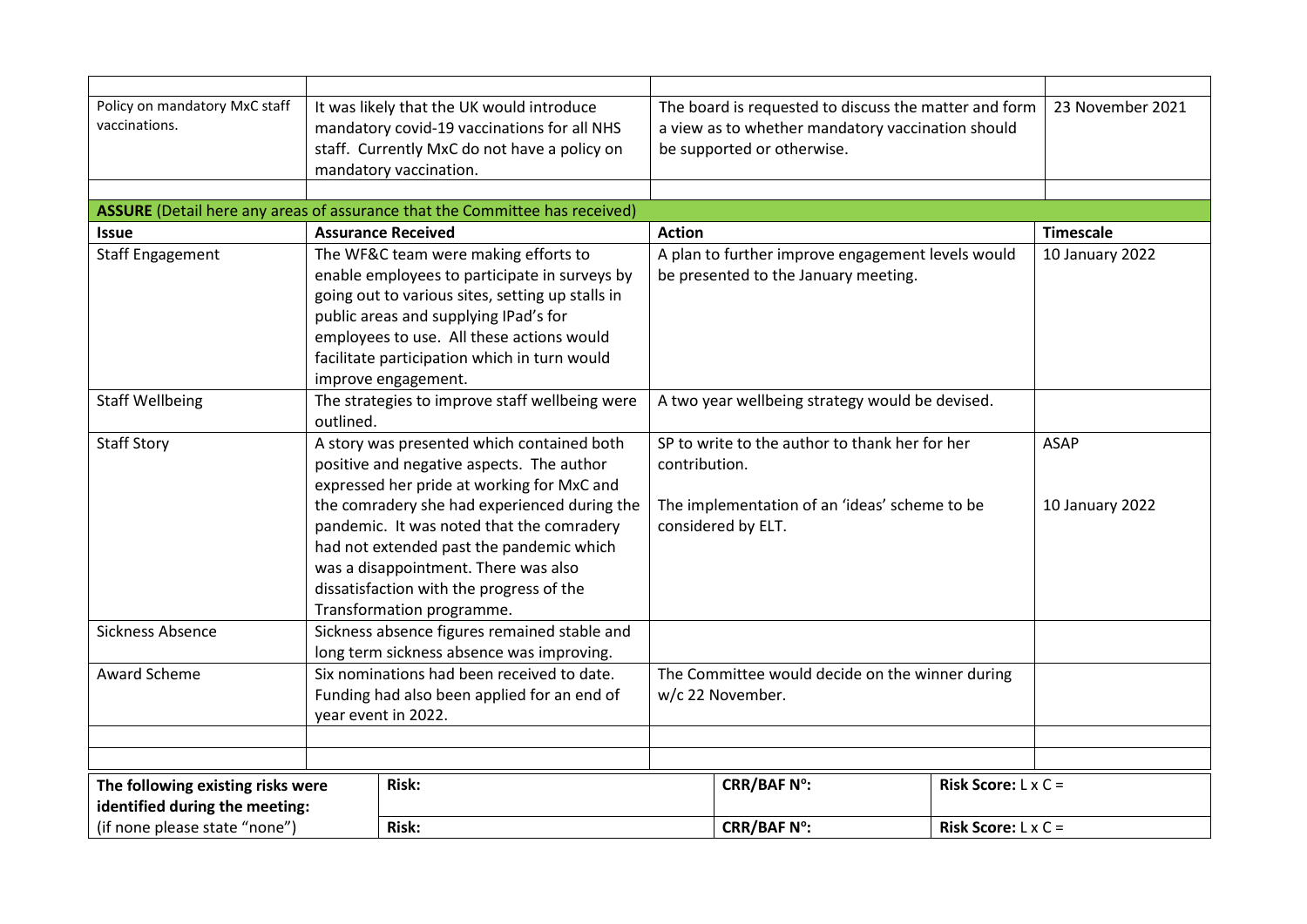| | | | |
|---|---|---|---|
| Policy on mandatory MxC staff vaccinations. | It was likely that the UK would introduce mandatory covid-19 vaccinations for all NHS staff. Currently MxC do not have a policy on mandatory vaccination. | The board is requested to discuss the matter and form a view as to whether mandatory vaccination should be supported or otherwise. | 23 November 2021 |
| | | | |

**ASSURE** (Detail here any areas of assurance that the Committee has received)

| Issue | Assurance Received | Action | Timescale |
|---|---|---|---|
| Staff Engagement | The WF&C team were making efforts to enable employees to participate in surveys by going out to various sites, setting up stalls in public areas and supplying IPad's for employees to use. All these actions would facilitate participation which in turn would improve engagement. | A plan to further improve engagement levels would be presented to the January meeting. | 10 January 2022 |
| Staff Wellbeing | The strategies to improve staff wellbeing were outlined. | A two year wellbeing strategy would be devised. | |
| Staff Story | A story was presented which contained both positive and negative aspects. The author expressed her pride at working for MxC and the comradery she had experienced during the pandemic. It was noted that the comradery had not extended past the pandemic which was a disappointment. There was also dissatisfaction with the progress of the Transformation programme. | SP to write to the author to thank her for her contribution.<br><br>The implementation of an 'ideas' scheme to be considered by ELT. | ASAP<br><br>10 January 2022 |
| Sickness Absence | Sickness absence figures remained stable and long term sickness absence was improving. | | |
| Award Scheme | Six nominations had been received to date. Funding had also been applied for an end of year event in 2022. | The Committee would decide on the winner during w/c 22 November. | |
| | | | |
| | | | |

| The following existing risks were identified during the meeting: (if none please state "none") | Risk: | CRR/BAF Nº: | Risk Score: L x C = |
|---|---|---|---|
| | Risk: | CRR/BAF Nº: | Risk Score: L x C = |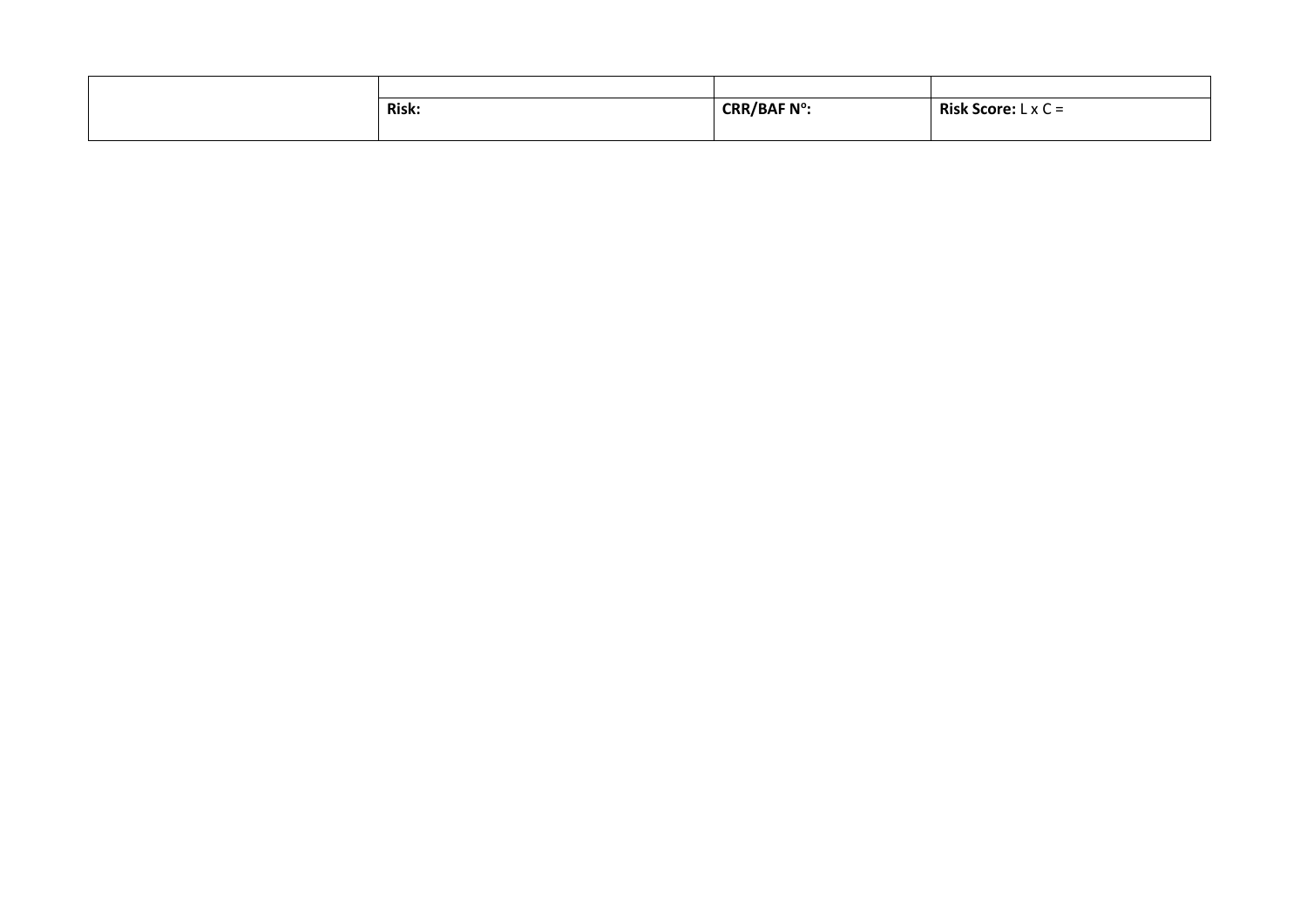| | | | |
|---|---|---|---|
| | | | |
| | **Risk:** | **CRR/BAF Nº:** | **Risk Score:** L x C = |